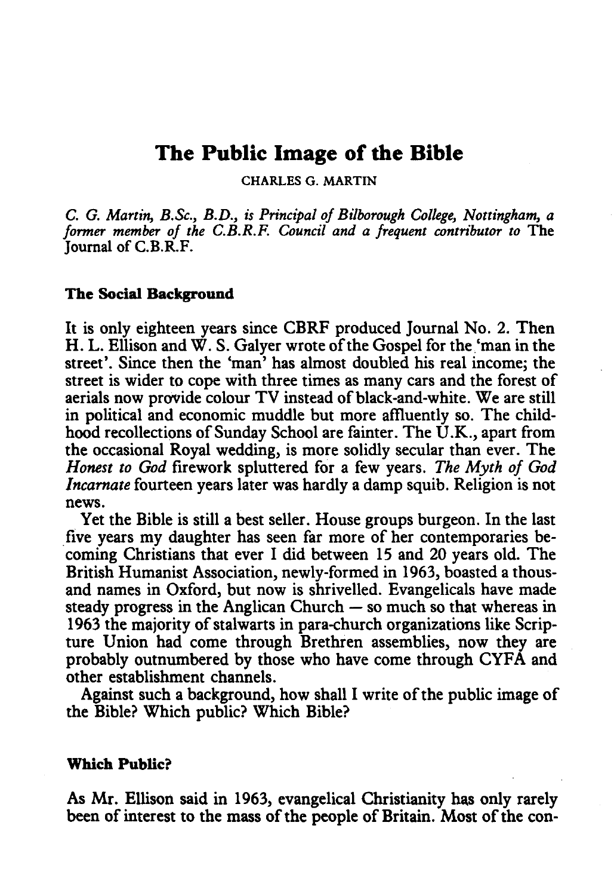# The Public Image of the Bible

CHARLES G. MARTIN

*C. G. Martin, B.Sc., B.D., is Principal of Bilborough College, Nottingham, a former member of the C.B.R.F. Council and a frequent contributor to* The Journal of C.B.R.F.

## The Social Background

It is only eighteen years since CBRF produced Journal No. 2. Then H. L. Ellison and W. S. Galyer wrote of the Gospel for the 'man in the street'. Since then the 'man' has almost doubled his real income; the street is wider to cope with three times as many cars and the forest of aerials now provide colour TV instead of black-and-white. We are still in political and economic muddle but more affluently so. The childhood recollections of Sunday School are fainter. The U.K., apart from the occasional Royal wedding, is more solidly secular than ever. The *Honest to God* firework spluttered for a few years. *The Myth of God Incarnate* fourteen years later was hardly a damp squib. Religion is not news.

Yet the Bible is still a best seller. House groups burgeon. In the last five years my daughter has seen far more of her contemporaries becoming Christians that ever I did between 15 and 20 years old. The British Humanist Association, newly-formed in 1963, boasted a thousand names in Oxford, but now is shrivelled. Evangelicals have made steady progress in the Anglican Church — so much so that whereas in 1963 the majority of stalwarts in para-church organizations like Scripture Union had come through Brethren assemblies, now they are probably outnumbered by those who have come through CYFA and other establishment channels.

Against such a background, how shall I write of the public image of the Bible? Which public? Which Bible?

## Which Public?

As Mr. Ellison said in 1963, evangelical Christianity has only rarely been of interest to the mass of the people of Britain. Most of the con-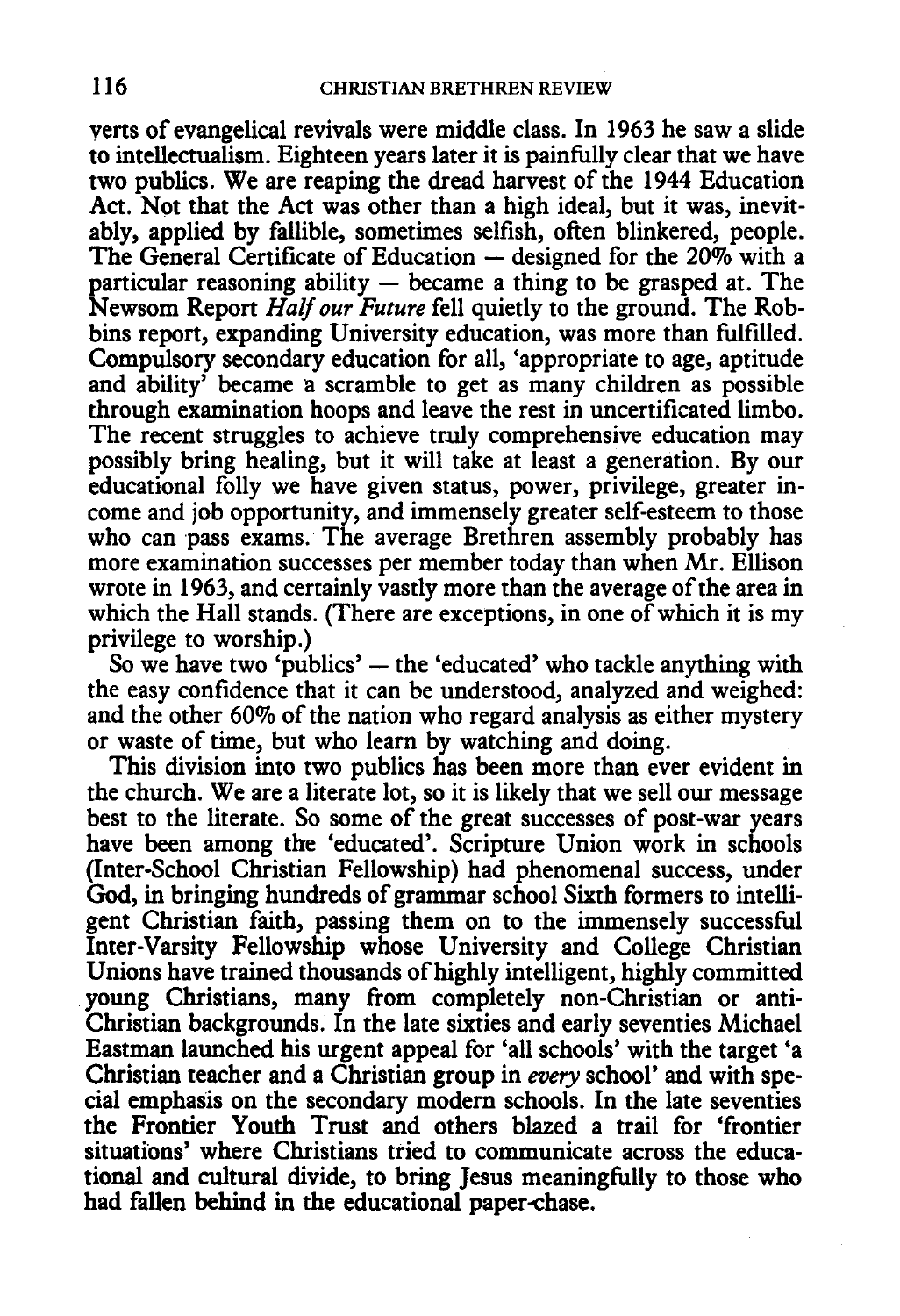verts of evangelical revivals were middle class. In 1963 he saw a slide to intellectualism. Eighteen years later it is painfully clear that we have two publics. We are reaping the dread harvest of the 1944 Education Act. Not that the Act was other than a high ideal, but it was, inevitably, applied by fallible, sometimes selfish, often blinkered, people. The General Certificate of Education — designed for the 20% with a particular reasoning ability — became a thing to be grasped at. The Newsom Report *Half our Future* fell quietly to the ground. The Robbins report, expanding University education, was more than fulfilled. Compulsory secondary education for all, 'appropriate to age, aptitude and ability' became a scramble to get as many children as possible through examination hoops and leave the rest in uncertificated limbo. The recent struggles to achieve truly comprehensive education may possibly bring healing, but it will take at least a generation. By our educational folly we have given status, power, privilege, greater income and job opportunity, and immensely greater self-esteem to those who can pass exams. The average Brethren assembly probably has more examination successes per member today than when Mr. Ellison wrote in 1963, and certainly vastly more than the average of the area in which the Hall stands. (There are exceptions, in one of which it is my privilege to worship.)

So we have two 'publics' — the 'educated' who tackle anything with the easy confidence that it can be understood, analyzed and weighed: and the other 60% of the nation who regard analysis as either mystery or waste of time, but who learn by watching and doing.

This division into two publics has been more than ever evident in the church. We are a literate lot, so it is likely that we sell our message best to the literate. So some of the great successes of post-war years have been among the 'educated'. Scripture Union work in schools (Inter-School Christian Fellowship) had phenomenal success, under God, in bringing hundreds of grammar school Sixth formers to intelligent Christian faith, passing them on to the immensely successful Inter-Varsity Fellowship whose University and College Christian Unions have trained thousands of highly intelligent, highly committed young Christians, many from completely non-Christian or anti-Christian backgrounds. In the late sixties and early seventies Michael Eastman launched his urgent appeal for 'all schools' with the target 'a Christian teacher and a Christian group in *every* school' and with special emphasis on the secondary modern schools. In the late seventies the Frontier Youth Trust and others blazed a trail for 'frontier situations' where Christians tried to communicate across the educational and cultural divide, to bring Jesus meaningfully to those who had fallen behind in the educational paper-chase.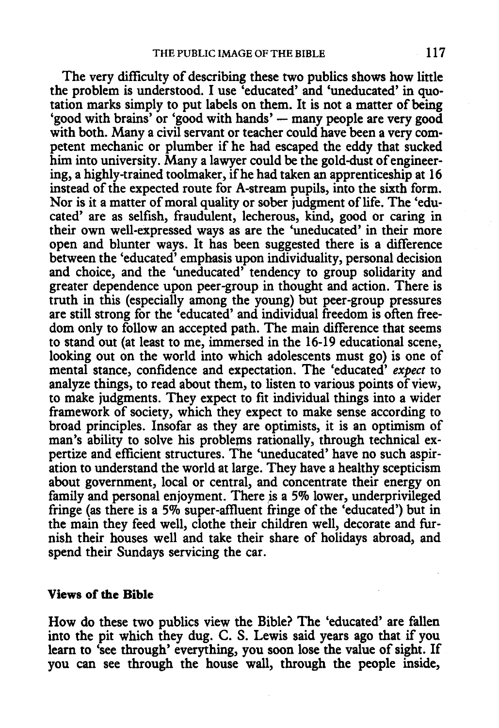The very difficulty of describing these two publics shows how little the problem is understood. I use 'educated' and 'uneducated' in quotation marks simply to put labels on them. It is not a matter of being 'good with brains' or 'good with hands' — many people are very good with both. Many a civil servant or teacher could have been a very competent mechanic or plumber if he had escaped the eddy that sucked him into university. Many a lawyer could be the gold-dust of engineering, a highly-trained toolmaker, if he had taken an apprenticeship at 16 instead of the expected route for A-stream pupils, into the sixth form. Nor is it a matter of moral quality or sober judgment of life. The 'educated' are as selfish, fraudulent, lecherous, kind, good or caring in their own well-expressed ways as are the 'uneducated' in their more open and blunter ways. It has been suggested there is a difference between the 'educated' emphasis upon individuality, personal decision and choice, and the 'uneducated' tendency to group solidarity and greater dependence upon peer-group in thought and action. There is truth in this (especially among the young) but peer-group pressures are still strong for the 'educated' and individual freedom is often freedom only to follow an accepted path. The main difference that seems to stand out (at least to me, immersed in the 16-19 educational scene, looking out on the world into which adolescents must go) is one of mental stance, confidence and expectation. The 'educated' *expect* to analyze things, to read about them, to listen to various points of view, to make judgments. They expect to fit individual things into a wider framework of society, which they expect to make sense according to broad principles. Insofar as they are optimists, it is an optimism of man's ability to solve his problems rationally, through technical expertize and efficient structures. The 'uneducated' have no such aspiration to understand the world at large. They have a healthy scepticism about government, local or central, and concentrate their energy on family and personal enjoyment. There is a 5% lower, underprivileged fringe (as there is a 5% super-affluent fringe of the 'educated') but in the main they feed well, clothe their children well, decorate and furnish their houses well and take their share of holidays abroad, and spend their Sundays servicing the car.

### Views of the Bible

How do these two publics view the Bible? The 'educated' are fallen into the pit which they dug. C. S. Lewis said years ago that if you learn to 'see through' everything, you soon lose the value of sight. If you can see through the house wall, through the people inside,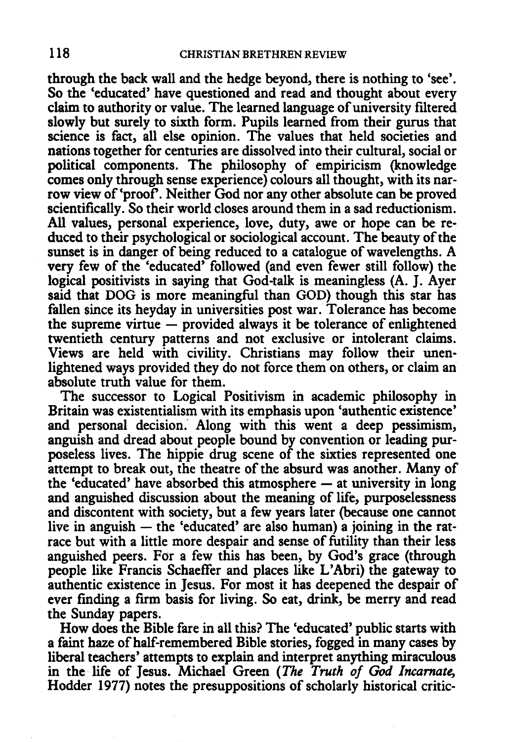through the back wall and the hedge beyond, there is nothing to 'see'. So the 'educated' have questioned and read and thought about every claim to authority or value. The learned language of university filtered slowly but surely to sixth form. Pupils learned from their gurus that science is fact, all else opinion. The values that held societies and nations together for centuries are dissolved into their cultural, social or political components. The philosophy of empiricism (knowledge comes only through sense experience) colours all thought, with its narrow view of 'proof'. Neither God nor any other absolute can be proved scientifically. So their world closes around them in a sad reductionism. All values, personal experience, love, duty, awe or hope can be reduced to their psychological or sociological account. The beauty of the sunset is in danger of being reduced to a catalogue of wavelengths. A very few of the 'educated' followed (and even fewer still follow) the logical positivists in saying that God-talk is meaningless (A. J. Ayer said that DOG is more meaningful than GOD) though this star has fallen since its heyday in universities post war. Tolerance has become the supreme virtue — provided always it be tolerance of enlightened twentieth century patterns and not exclusive or intolerant claims. Views are held with civility. Christians may follow their unenlightened ways provided they do not force them on others, or claim an absolute truth value for them.

The successor to Logical Positivism in academic philosophy in Britain was existentialism with its emphasis upon 'authentic existence' and personal decision. Along with this went a deep pessimism, anguish and dread about people bound by convention or leading purposeless lives. The hippie drug scene of the sixties represented one attempt to break out, the theatre of the absurd was another. Many of the 'educated' have absorbed this atmosphere — at university in long and anguished discussion about the meaning of life, purposelessness and discontent with society, but a few years later (because one cannot live in anguish — the 'educated' are also human) a joining in the rat-race but with a little more despair and sense of futility than their less anguished peers. For a few this has been, by God's grace (through people like Francis Schaeffer and places like L'Abri) the gateway to authentic existence in Jesus. For most it has deepened the despair of ever finding a firm basis for living. So eat, drink, be merry and read the Sunday papers.

How does the Bible fare in all this? The 'educated' public starts with a faint haze of half-remembered Bible stories, fogged in many cases by liberal teachers' attempts to explain and interpret anything miraculous in the life of Jesus. Michael Green (*The Truth of God Incarnate*, Hodder 1977) notes the presuppositions of scholarly historical critic-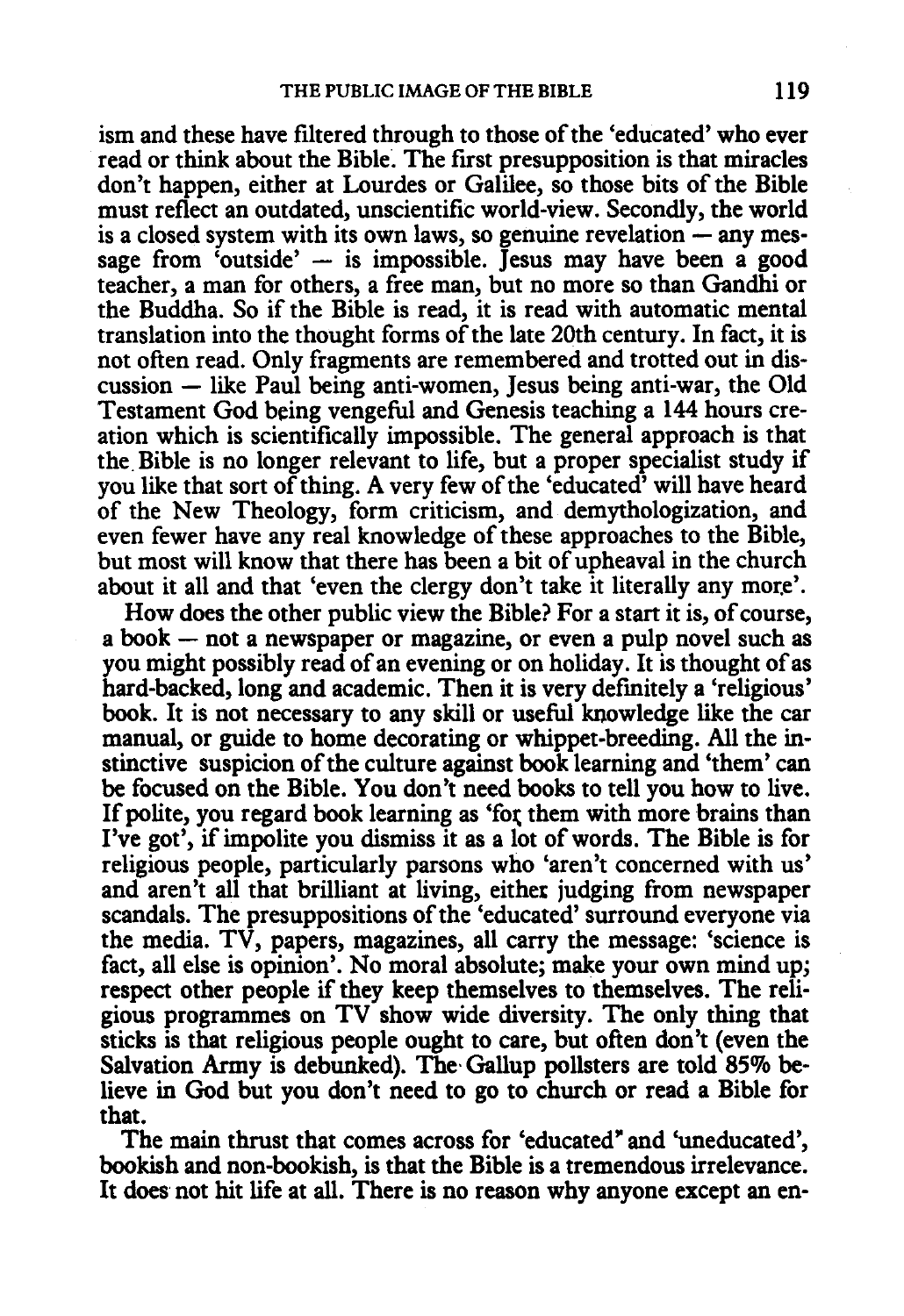ism and these have filtered through to those of the 'educated' who ever read or think about the Bible. The first presupposition is that miracles don't happen, either at Lourdes or Galilee, so those bits of the Bible must reflect an outdated, unscientific world-view. Secondly, the world is a closed system with its own laws, so genuine revelation — any message from 'outside' — is impossible. Jesus may have been a good teacher, a man for others, a free man, but no more so than Gandhi or the Buddha. So if the Bible is read, it is read with automatic mental translation into the thought forms of the late 20th century. In fact, it is not often read. Only fragments are remembered and trotted out in discussion — like Paul being anti-women, Jesus being anti-war, the Old Testament God being vengeful and Genesis teaching a 144 hours creation which is scientifically impossible. The general approach is that the Bible is no longer relevant to life, but a proper specialist study if you like that sort of thing. A very few of the 'educated' will have heard of the New Theology, form criticism, and demythologization, and even fewer have any real knowledge of these approaches to the Bible, but most will know that there has been a bit of upheaval in the church about it all and that 'even the clergy don't take it literally any more'.

How does the other public view the Bible? For a start it is, of course, a book — not a newspaper or magazine, or even a pulp novel such as you might possibly read of an evening or on holiday. It is thought of as hard-backed, long and academic. Then it is very definitely a 'religious' book. It is not necessary to any skill or useful knowledge like the car manual, or guide to home decorating or whippet-breeding. All the instinctive suspicion of the culture against book learning and 'them' can be focused on the Bible. You don't need books to tell you how to live. If polite, you regard book learning as 'for them with more brains than I've got', if impolite you dismiss it as a lot of words. The Bible is for religious people, particularly parsons who 'aren't concerned with us' and aren't all that brilliant at living, either judging from newspaper scandals. The presuppositions of the 'educated' surround everyone via the media. TV, papers, magazines, all carry the message: 'science is fact, all else is opinion'. No moral absolute; make your own mind up; respect other people if they keep themselves to themselves. The religious programmes on TV show wide diversity. The only thing that sticks is that religious people ought to care, but often don't (even the Salvation Army is debunked). The Gallup pollsters are told 85% believe in God but you don't need to go to church or read a Bible for that.

The main thrust that comes across for 'educated' and 'uneducated', bookish and non-bookish, is that the Bible is a tremendous irrelevance. It does not hit life at all. There is no reason why anyone except an en-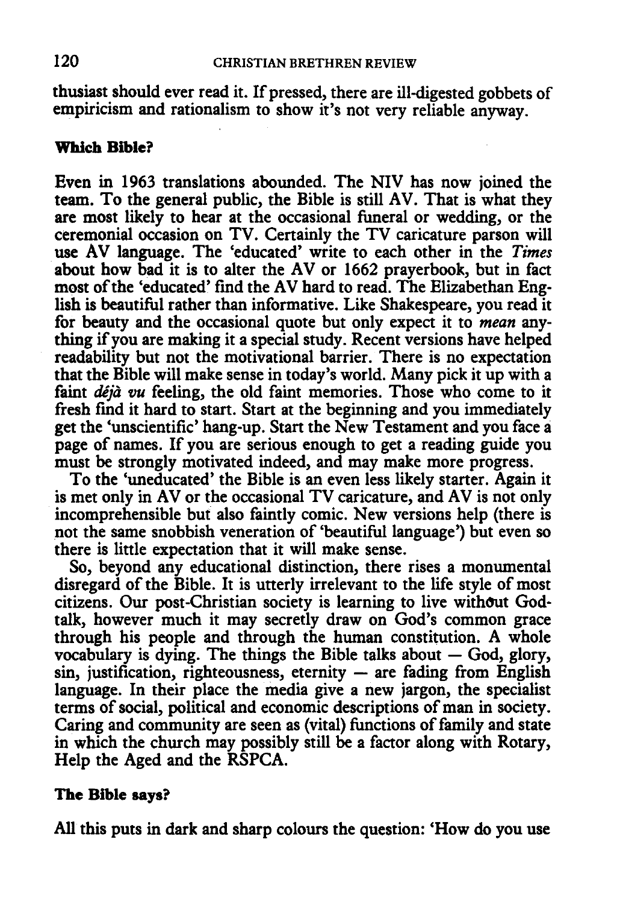thusiast should ever read it. If pressed, there are ill-digested gobbets of empiricism and rationalism to show it's not very reliable anyway.

**Which Bible?**

Even in 1963 translations abounded. The NIV has now joined the team. To the general public, the Bible is still AV. That is what they are most likely to hear at the occasional funeral or wedding, or the ceremonial occasion on TV. Certainly the TV caricature parson will use AV language. The 'educated' write to each other in the *Times* about how bad it is to alter the AV or 1662 prayerbook, but in fact most of the 'educated' find the AV hard to read. The Elizabethan English is beautiful rather than informative. Like Shakespeare, you read it for beauty and the occasional quote but only expect it to *mean* anything if you are making it a special study. Recent versions have helped readability but not the motivational barrier. There is no expectation that the Bible will make sense in today's world. Many pick it up with a faint *déjà vu* feeling, the old faint memories. Those who come to it fresh find it hard to start. Start at the beginning and you immediately get the 'unscientific' hang-up. Start the New Testament and you face a page of names. If you are serious enough to get a reading guide you must be strongly motivated indeed, and may make more progress.

To the 'uneducated' the Bible is an even less likely starter. Again it is met only in AV or the occasional TV caricature, and AV is not only incomprehensible but also faintly comic. New versions help (there is not the same snobbish veneration of 'beautiful language') but even so there is little expectation that it will make sense.

So, beyond any educational distinction, there rises a monumental disregard of the Bible. It is utterly irrelevant to the life style of most citizens. Our post-Christian society is learning to live without God-talk, however much it may secretly draw on God's common grace through his people and through the human constitution. A whole vocabulary is dying. The things the Bible talks about — God, glory, sin, justification, righteousness, eternity — are fading from English language. In their place the media give a new jargon, the specialist terms of social, political and economic descriptions of man in society. Caring and community are seen as (vital) functions of family and state in which the church may possibly still be a factor along with Rotary, Help the Aged and the RSPCA.

**The Bible says?**

All this puts in dark and sharp colours the question: 'How do you use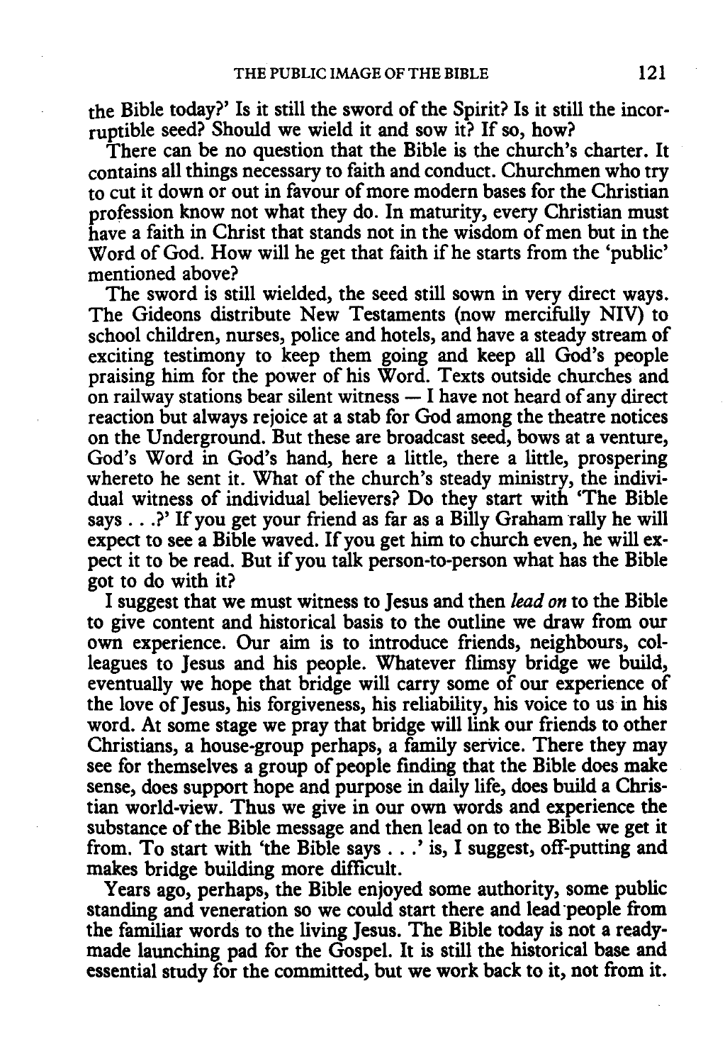the Bible today?' Is it still the sword of the Spirit? Is it still the incorruptible seed? Should we wield it and sow it? If so, how?

There can be no question that the Bible is the church's charter. It contains all things necessary to faith and conduct. Churchmen who try to cut it down or out in favour of more modern bases for the Christian profession know not what they do. In maturity, every Christian must have a faith in Christ that stands not in the wisdom of men but in the Word of God. How will he get that faith if he starts from the 'public' mentioned above?

The sword is still wielded, the seed still sown in very direct ways. The Gideons distribute New Testaments (now mercifully NIV) to school children, nurses, police and hotels, and have a steady stream of exciting testimony to keep them going and keep all God's people praising him for the power of his Word. Texts outside churches and on railway stations bear silent witness — I have not heard of any direct reaction but always rejoice at a stab for God among the theatre notices on the Underground. But these are broadcast seed, bows at a venture, God's Word in God's hand, here a little, there a little, prospering whereto he sent it. What of the church's steady ministry, the individual witness of individual believers? Do they start with 'The Bible says . . .?' If you get your friend as far as a Billy Graham rally he will expect to see a Bible waved. If you get him to church even, he will expect it to be read. But if you talk person-to-person what has the Bible got to do with it?

I suggest that we must witness to Jesus and then *lead on* to the Bible to give content and historical basis to the outline we draw from our own experience. Our aim is to introduce friends, neighbours, colleagues to Jesus and his people. Whatever flimsy bridge we build, eventually we hope that bridge will carry some of our experience of the love of Jesus, his forgiveness, his reliability, his voice to us in his word. At some stage we pray that bridge will link our friends to other Christians, a house-group perhaps, a family service. There they may see for themselves a group of people finding that the Bible does make sense, does support hope and purpose in daily life, does build a Christian world-view. Thus we give in our own words and experience the substance of the Bible message and then lead on to the Bible we get it from. To start with 'the Bible says . . .' is, I suggest, off-putting and makes bridge building more difficult.

Years ago, perhaps, the Bible enjoyed some authority, some public standing and veneration so we could start there and lead people from the familiar words to the living Jesus. The Bible today is not a ready-made launching pad for the Gospel. It is still the historical base and essential study for the committed, but we work back to it, not from it.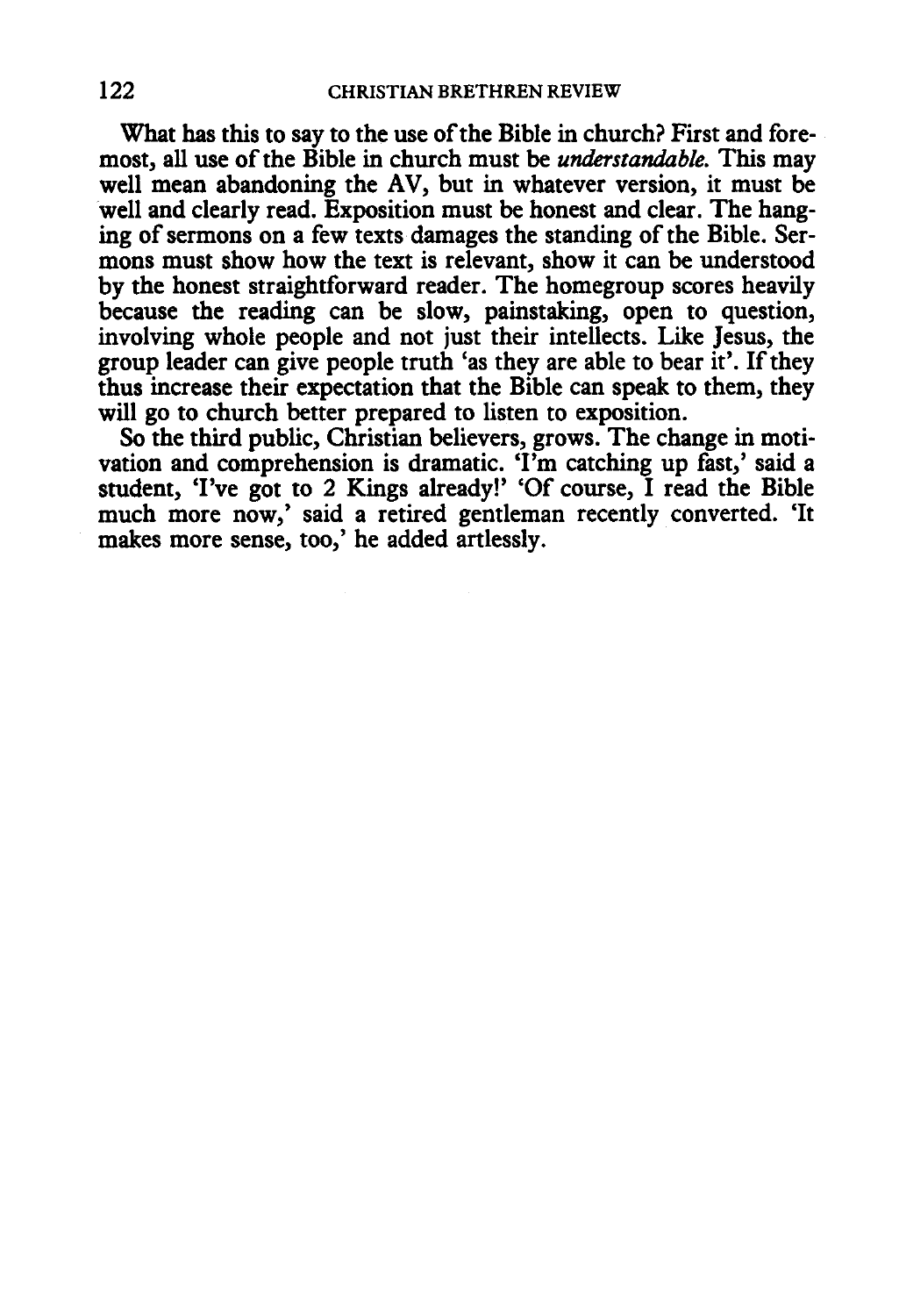What has this to say to the use of the Bible in church? First and foremost, all use of the Bible in church must be *understandable*. This may well mean abandoning the AV, but in whatever version, it must be well and clearly read. Exposition must be honest and clear. The hanging of sermons on a few texts damages the standing of the Bible. Sermons must show how the text is relevant, show it can be understood by the honest straightforward reader. The homegroup scores heavily because the reading can be slow, painstaking, open to question, involving whole people and not just their intellects. Like Jesus, the group leader can give people truth 'as they are able to bear it'. If they thus increase their expectation that the Bible can speak to them, they will go to church better prepared to listen to exposition.

So the third public, Christian believers, grows. The change in motivation and comprehension is dramatic. 'I'm catching up fast,' said a student, 'I've got to 2 Kings already!' 'Of course, I read the Bible much more now,' said a retired gentleman recently converted. 'It makes more sense, too,' he added artlessly.